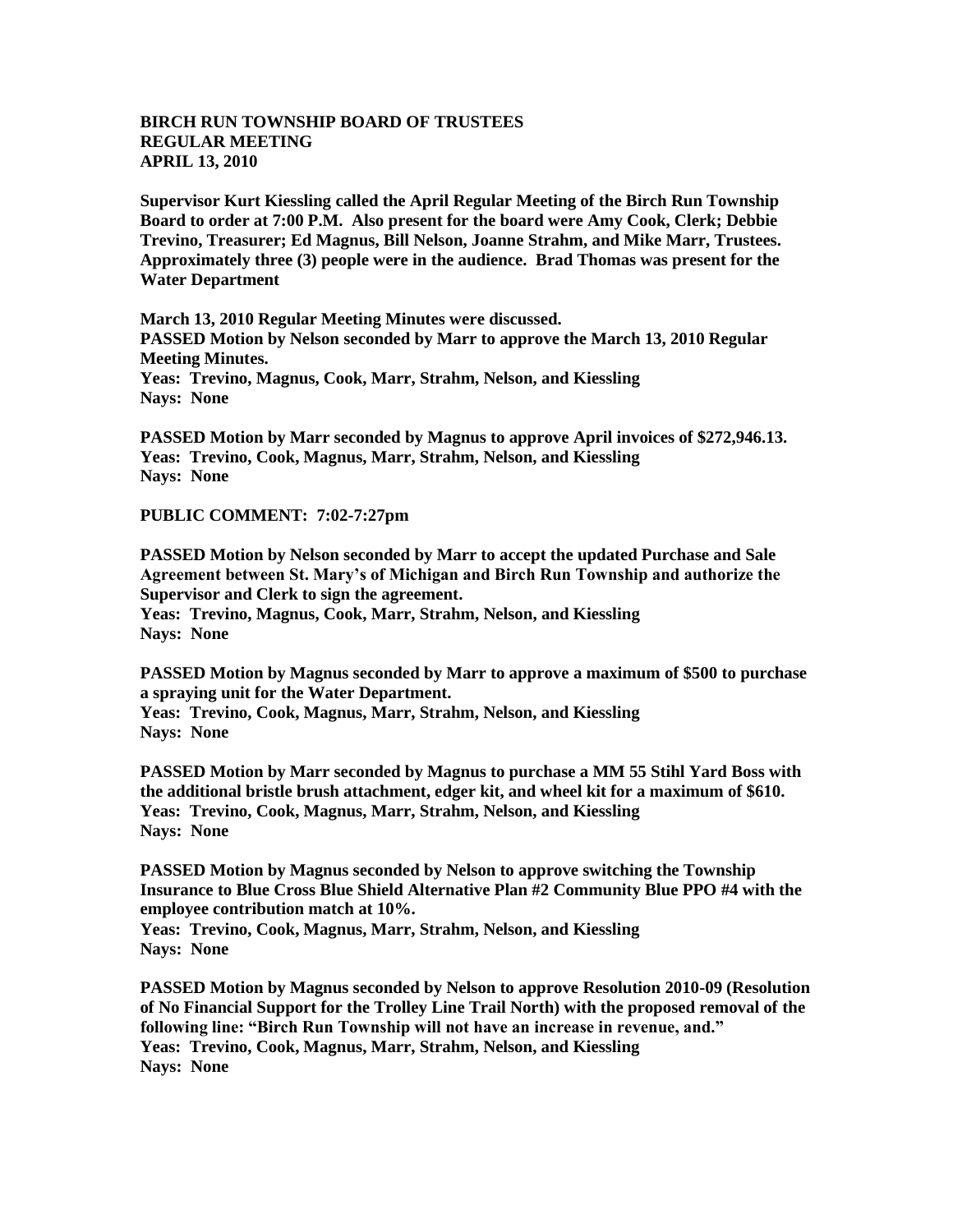**BIRCH RUN TOWNSHIP BOARD OF TRUSTEES**
**REGULAR MEETING**
**APRIL 13, 2010**

**Supervisor Kurt Kiessling called the April Regular Meeting of the Birch Run Township Board to order at 7:00 P.M. Also present for the board were Amy Cook, Clerk; Debbie Trevino, Treasurer; Ed Magnus, Bill Nelson, Joanne Strahm, and Mike Marr, Trustees. Approximately three (3) people were in the audience. Brad Thomas was present for the Water Department**

**March 13, 2010 Regular Meeting Minutes were discussed.**
**PASSED Motion by Nelson seconded by Marr to approve the March 13, 2010 Regular Meeting Minutes.**
**Yeas: Trevino, Magnus, Cook, Marr, Strahm, Nelson, and Kiessling**
**Nays: None**

**PASSED Motion by Marr seconded by Magnus to approve April invoices of $272,946.13.**
**Yeas: Trevino, Cook, Magnus, Marr, Strahm, Nelson, and Kiessling**
**Nays: None**

**PUBLIC COMMENT: 7:02-7:27pm**

**PASSED Motion by Nelson seconded by Marr to accept the updated Purchase and Sale Agreement between St. Mary's of Michigan and Birch Run Township and authorize the Supervisor and Clerk to sign the agreement.**
**Yeas: Trevino, Magnus, Cook, Marr, Strahm, Nelson, and Kiessling**
**Nays: None**

**PASSED Motion by Magnus seconded by Marr to approve a maximum of $500 to purchase a spraying unit for the Water Department.**
**Yeas: Trevino, Cook, Magnus, Marr, Strahm, Nelson, and Kiessling**
**Nays: None**

**PASSED Motion by Marr seconded by Magnus to purchase a MM 55 Stihl Yard Boss with the additional bristle brush attachment, edger kit, and wheel kit for a maximum of $610.**
**Yeas: Trevino, Cook, Magnus, Marr, Strahm, Nelson, and Kiessling**
**Nays: None**

**PASSED Motion by Magnus seconded by Nelson to approve switching the Township Insurance to Blue Cross Blue Shield Alternative Plan #2 Community Blue PPO #4 with the employee contribution match at 10%.**
**Yeas: Trevino, Cook, Magnus, Marr, Strahm, Nelson, and Kiessling**
**Nays: None**

**PASSED Motion by Magnus seconded by Nelson to approve Resolution 2010-09 (Resolution of No Financial Support for the Trolley Line Trail North) with the proposed removal of the following line: "Birch Run Township will not have an increase in revenue, and."**
**Yeas: Trevino, Cook, Magnus, Marr, Strahm, Nelson, and Kiessling**
**Nays: None**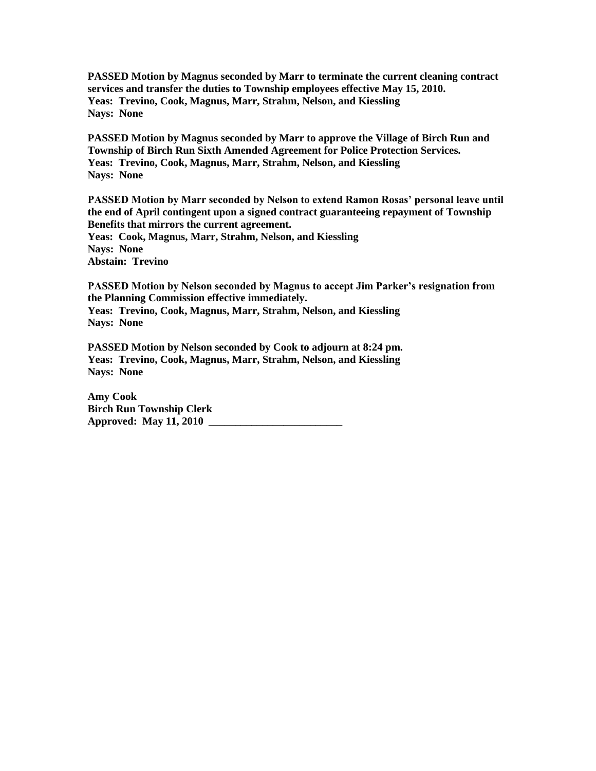**PASSED Motion by Magnus seconded by Marr to terminate the current cleaning contract services and transfer the duties to Township employees effective May 15, 2010.**
**Yeas: Trevino, Cook, Magnus, Marr, Strahm, Nelson, and Kiessling**
**Nays: None**

**PASSED Motion by Magnus seconded by Marr to approve the Village of Birch Run and Township of Birch Run Sixth Amended Agreement for Police Protection Services.**
**Yeas: Trevino, Cook, Magnus, Marr, Strahm, Nelson, and Kiessling**
**Nays: None**

**PASSED Motion by Marr seconded by Nelson to extend Ramon Rosas' personal leave until the end of April contingent upon a signed contract guaranteeing repayment of Township Benefits that mirrors the current agreement.**
**Yeas: Cook, Magnus, Marr, Strahm, Nelson, and Kiessling**
**Nays: None**
**Abstain: Trevino**

**PASSED Motion by Nelson seconded by Magnus to accept Jim Parker's resignation from the Planning Commission effective immediately.**
**Yeas: Trevino, Cook, Magnus, Marr, Strahm, Nelson, and Kiessling**
**Nays: None**

**PASSED Motion by Nelson seconded by Cook to adjourn at 8:24 pm.**
**Yeas: Trevino, Cook, Magnus, Marr, Strahm, Nelson, and Kiessling**
**Nays: None**

**Amy Cook**
**Birch Run Township Clerk**
**Approved: May 11, 2010 _________________________**